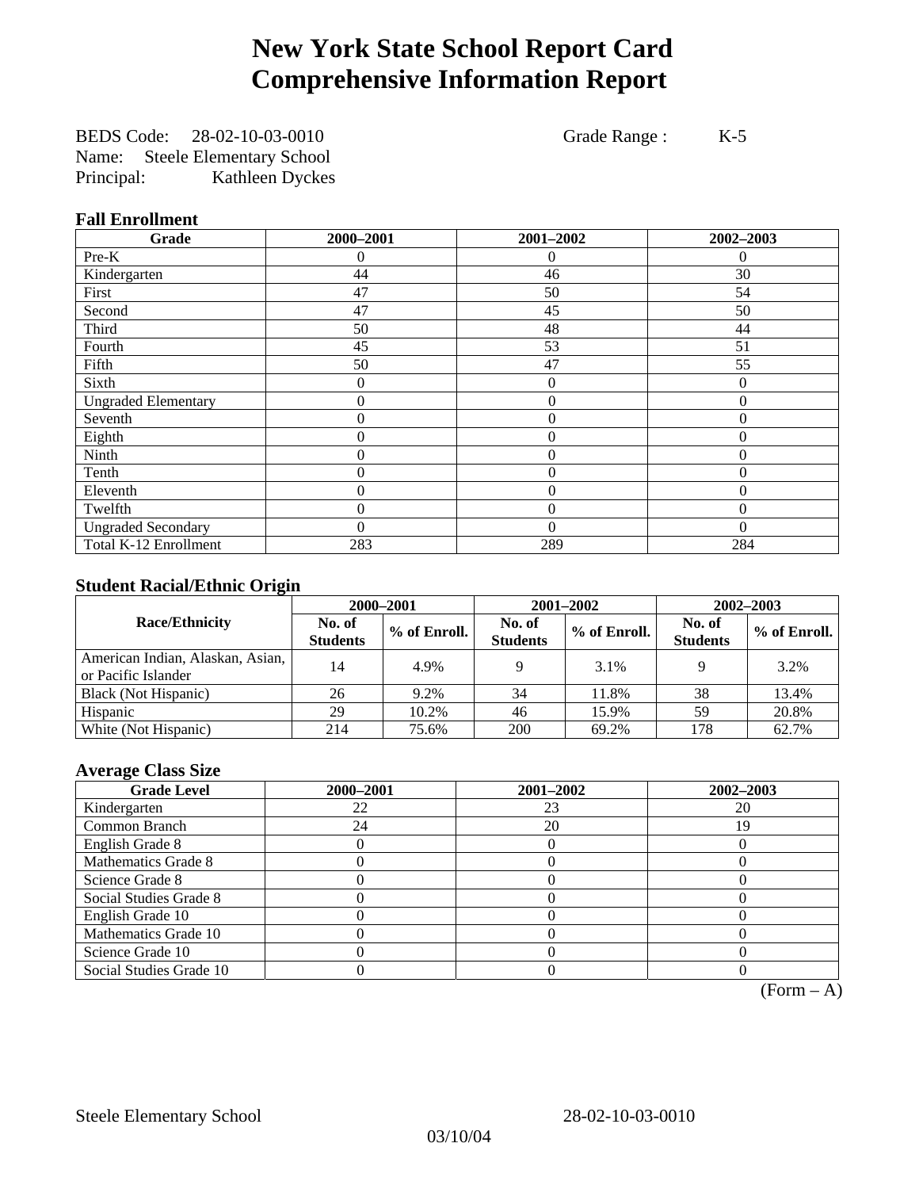# New York State School Report Card
# Comprehensive Information Report

BEDS Code: 28-02-10-03-0010 Grade Range : K-5
Name: Steele Elementary School
Principal: Kathleen Dyckes

### Fall Enrollment

| Grade | 2000–2001 | 2001–2002 | 2002–2003 |
|---|---|---|---|
| Pre-K | 0 | 0 | 0 |
| Kindergarten | 44 | 46 | 30 |
| First | 47 | 50 | 54 |
| Second | 47 | 45 | 50 |
| Third | 50 | 48 | 44 |
| Fourth | 45 | 53 | 51 |
| Fifth | 50 | 47 | 55 |
| Sixth | 0 | 0 | 0 |
| Ungraded Elementary | 0 | 0 | 0 |
| Seventh | 0 | 0 | 0 |
| Eighth | 0 | 0 | 0 |
| Ninth | 0 | 0 | 0 |
| Tenth | 0 | 0 | 0 |
| Eleventh | 0 | 0 | 0 |
| Twelfth | 0 | 0 | 0 |
| Ungraded Secondary | 0 | 0 | 0 |
| Total K-12 Enrollment | 283 | 289 | 284 |

### Student Racial/Ethnic Origin

| Race/Ethnicity | 2000–2001 | | 2001–2002 | | 2002–2003 | |
|---|---|---|---|---|---|---|
| | No. of Students | % of Enroll. | No. of Students | % of Enroll. | No. of Students | % of Enroll. |
| American Indian, Alaskan, Asian, or Pacific Islander | 14 | 4.9% | 9 | 3.1% | 9 | 3.2% |
| Black (Not Hispanic) | 26 | 9.2% | 34 | 11.8% | 38 | 13.4% |
| Hispanic | 29 | 10.2% | 46 | 15.9% | 59 | 20.8% |
| White (Not Hispanic) | 214 | 75.6% | 200 | 69.2% | 178 | 62.7% |

### Average Class Size

| Grade Level | 2000–2001 | 2001–2002 | 2002–2003 |
|---|---|---|---|
| Kindergarten | 22 | 23 | 20 |
| Common Branch | 24 | 20 | 19 |
| English Grade 8 | 0 | 0 | 0 |
| Mathematics Grade 8 | 0 | 0 | 0 |
| Science Grade 8 | 0 | 0 | 0 |
| Social Studies Grade 8 | 0 | 0 | 0 |
| English Grade 10 | 0 | 0 | 0 |
| Mathematics Grade 10 | 0 | 0 | 0 |
| Science Grade 10 | 0 | 0 | 0 |
| Social Studies Grade 10 | 0 | 0 | 0 |

(Form – A)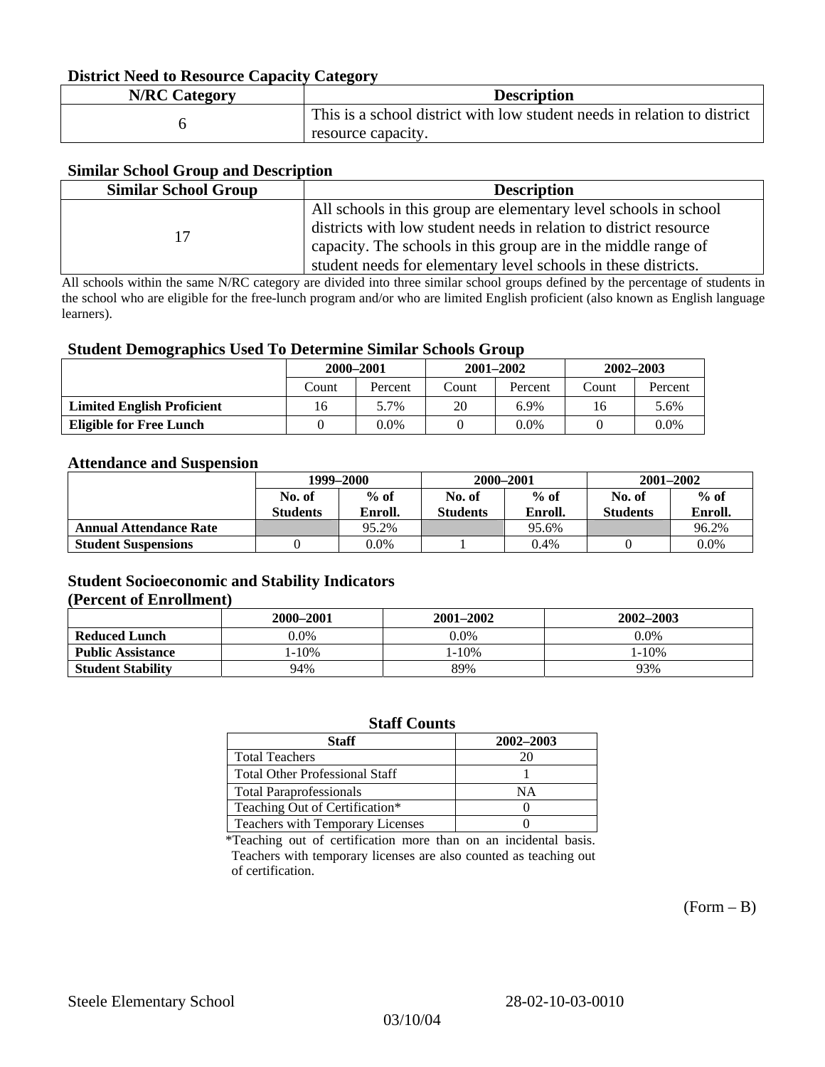### District Need to Resource Capacity Category

| N/RC Category | Description |
|---|---|
| 6 | This is a school district with low student needs in relation to district resource capacity. |

### Similar School Group and Description

| Similar School Group | Description |
|---|---|
| 17 | All schools in this group are elementary level schools in school districts with low student needs in relation to district resource capacity. The schools in this group are in the middle range of student needs for elementary level schools in these districts. |

All schools within the same N/RC category are divided into three similar school groups defined by the percentage of students in the school who are eligible for the free-lunch program and/or who are limited English proficient (also known as English language learners).

### Student Demographics Used To Determine Similar Schools Group

| | 2000–2001 | | 2001–2002 | | 2002–2003 | |
|---|---|---|---|---|---|---|
| | Count | Percent | Count | Percent | Count | Percent |
| **Limited English Proficient** | 16 | 5.7% | 20 | 6.9% | 16 | 5.6% |
| **Eligible for Free Lunch** | 0 | 0.0% | 0 | 0.0% | 0 | 0.0% |

### Attendance and Suspension

| | 1999–2000 | | 2000–2001 | | 2001–2002 | |
|---|---|---|---|---|---|---|
| | No. of Students | % of Enroll. | No. of Students | % of Enroll. | No. of Students | % of Enroll. |
| **Annual Attendance Rate** | | 95.2% | | 95.6% | | 96.2% |
| **Student Suspensions** | 0 | 0.0% | 1 | 0.4% | 0 | 0.0% |

### Student Socioeconomic and Stability Indicators (Percent of Enrollment)

| | 2000–2001 | 2001–2002 | 2002–2003 |
|---|---|---|---|
| **Reduced Lunch** | 0.0% | 0.0% | 0.0% |
| **Public Assistance** | 1-10% | 1-10% | 1-10% |
| **Student Stability** | 94% | 89% | 93% |

### Staff Counts

| Staff | 2002–2003 |
|---|---|
| Total Teachers | 20 |
| Total Other Professional Staff | 1 |
| Total Paraprofessionals | NA |
| Teaching Out of Certification* | 0 |
| Teachers with Temporary Licenses | 0 |

*Teaching out of certification more than on an incidental basis. Teachers with temporary licenses are also counted as teaching out of certification.

(Form – B)

Steele Elementary School 28-02-10-03-0010

03/10/04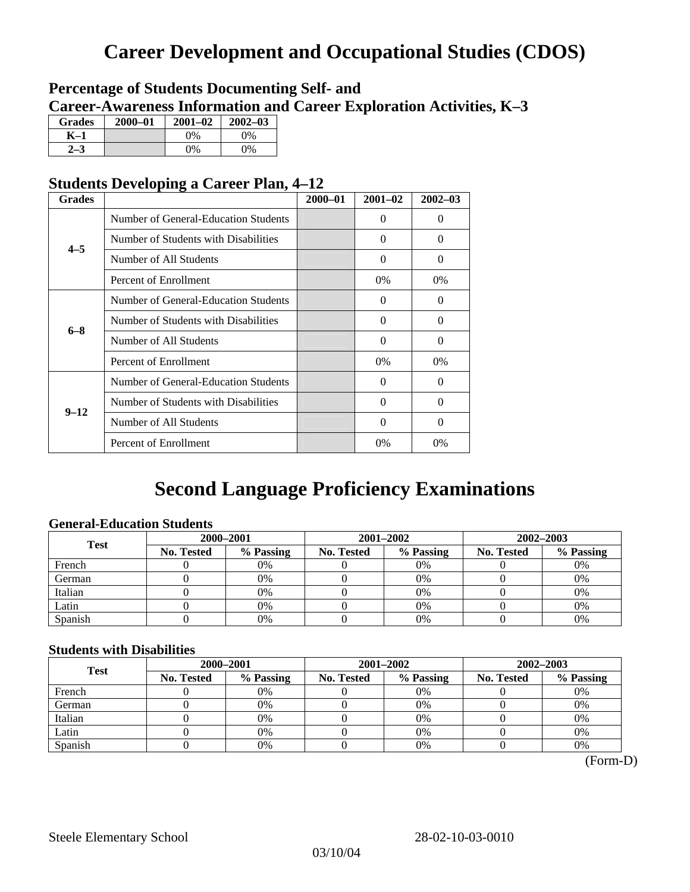# Career Development and Occupational Studies (CDOS)

## Percentage of Students Documenting Self- and Career-Awareness Information and Career Exploration Activities, K–3

| Grades | 2000–01 | 2001–02 | 2002–03 |
|---|---|---|---|
| K–1 | | 0% | 0% |
| 2–3 | | 0% | 0% |

## Students Developing a Career Plan, 4–12

| Grades | | 2000–01 | 2001–02 | 2002–03 |
|---|---|---|---|---|
| 4–5 | Number of General-Education Students | | 0 | 0 |
| | Number of Students with Disabilities | | 0 | 0 |
| | Number of All Students | | 0 | 0 |
| | Percent of Enrollment | | 0% | 0% |
| 6–8 | Number of General-Education Students | | 0 | 0 |
| | Number of Students with Disabilities | | 0 | 0 |
| | Number of All Students | | 0 | 0 |
| | Percent of Enrollment | | 0% | 0% |
| 9–12 | Number of General-Education Students | | 0 | 0 |
| | Number of Students with Disabilities | | 0 | 0 |
| | Number of All Students | | 0 | 0 |
| | Percent of Enrollment | | 0% | 0% |

# Second Language Proficiency Examinations

### General-Education Students

| Test | 2000–2001 | | 2001–2002 | | 2002–2003 | |
|---|---|---|---|---|---|---|
| | No. Tested | % Passing | No. Tested | % Passing | No. Tested | % Passing |
| French | 0 | 0% | 0 | 0% | 0 | 0% |
| German | 0 | 0% | 0 | 0% | 0 | 0% |
| Italian | 0 | 0% | 0 | 0% | 0 | 0% |
| Latin | 0 | 0% | 0 | 0% | 0 | 0% |
| Spanish | 0 | 0% | 0 | 0% | 0 | 0% |

### Students with Disabilities

| Test | 2000–2001 | | 2001–2002 | | 2002–2003 | |
|---|---|---|---|---|---|---|
| | No. Tested | % Passing | No. Tested | % Passing | No. Tested | % Passing |
| French | 0 | 0% | 0 | 0% | 0 | 0% |
| German | 0 | 0% | 0 | 0% | 0 | 0% |
| Italian | 0 | 0% | 0 | 0% | 0 | 0% |
| Latin | 0 | 0% | 0 | 0% | 0 | 0% |
| Spanish | 0 | 0% | 0 | 0% | 0 | 0% |

(Form-D)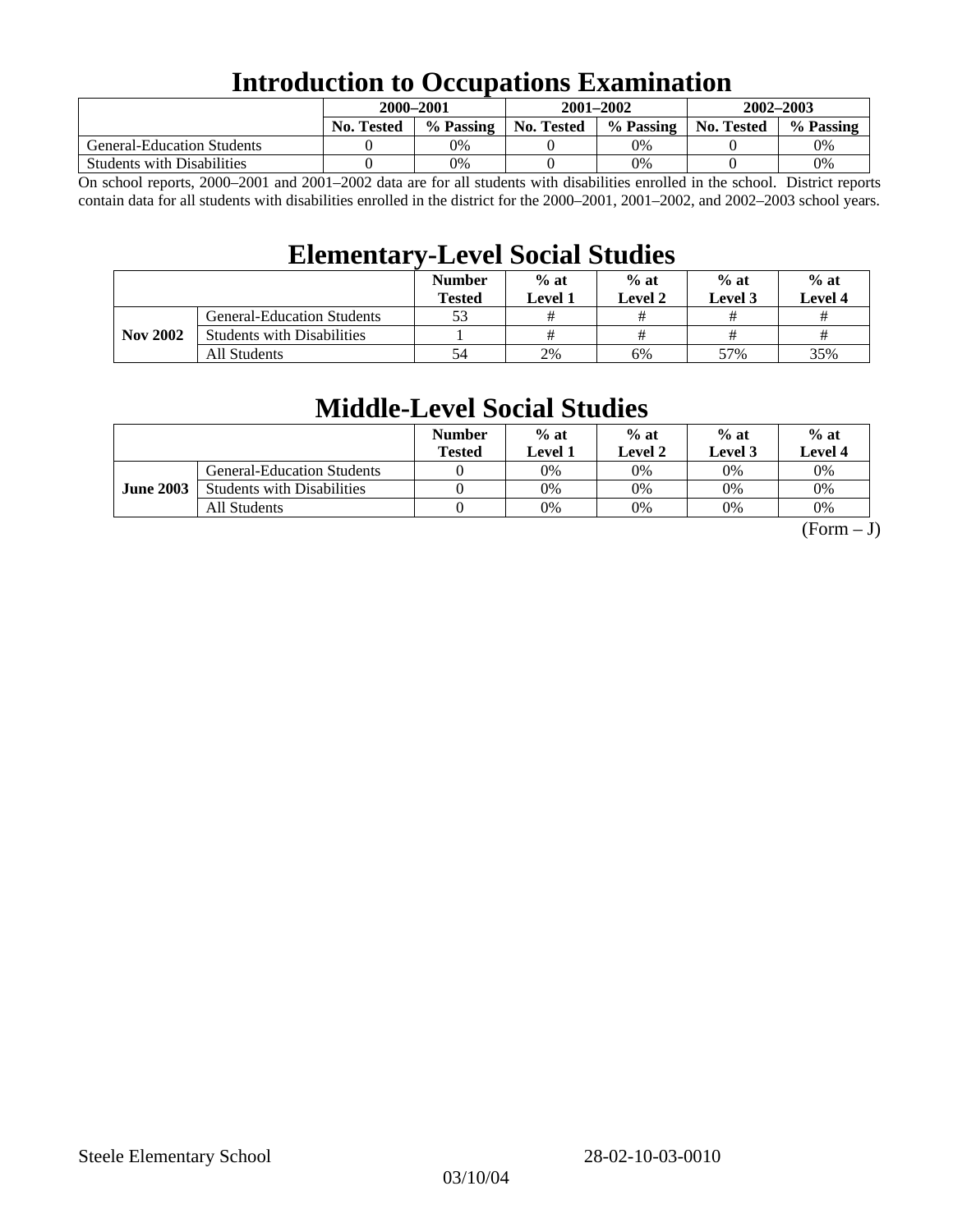# Introduction to Occupations Examination

| | 2000–2001 | | 2001–2002 | | 2002–2003 | |
|---|---|---|---|---|---|---|
| | No. Tested | % Passing | No. Tested | % Passing | No. Tested | % Passing |
| General-Education Students | 0 | 0% | 0 | 0% | 0 | 0% |
| Students with Disabilities | 0 | 0% | 0 | 0% | 0 | 0% |

On school reports, 2000–2001 and 2001–2002 data are for all students with disabilities enrolled in the school. District reports contain data for all students with disabilities enrolled in the district for the 2000–2001, 2001–2002, and 2002–2003 school years.

# Elementary-Level Social Studies

| | | Number Tested | % at Level 1 | % at Level 2 | % at Level 3 | % at Level 4 |
|---|---|---|---|---|---|---|
| Nov 2002 | General-Education Students | 53 | # | # | # | # |
| | Students with Disabilities | 1 | # | # | # | # |
| | All Students | 54 | 2% | 6% | 57% | 35% |

# Middle-Level Social Studies

| | | Number Tested | % at Level 1 | % at Level 2 | % at Level 3 | % at Level 4 |
|---|---|---|---|---|---|---|
| June 2003 | General-Education Students | 0 | 0% | 0% | 0% | 0% |
| | Students with Disabilities | 0 | 0% | 0% | 0% | 0% |
| | All Students | 0 | 0% | 0% | 0% | 0% |

(Form – J)